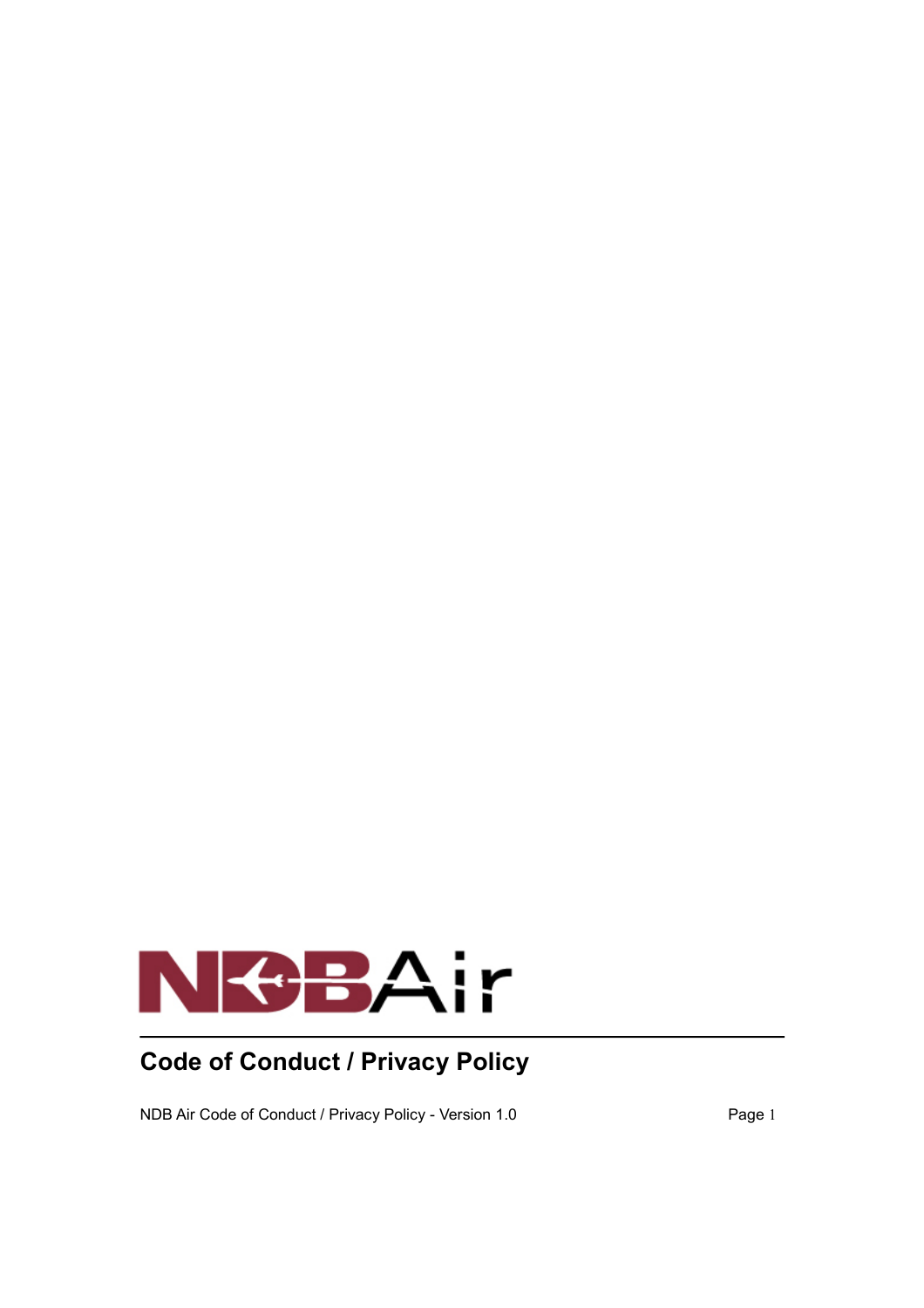NDB Air

# Code of Conduct / Privacy Policy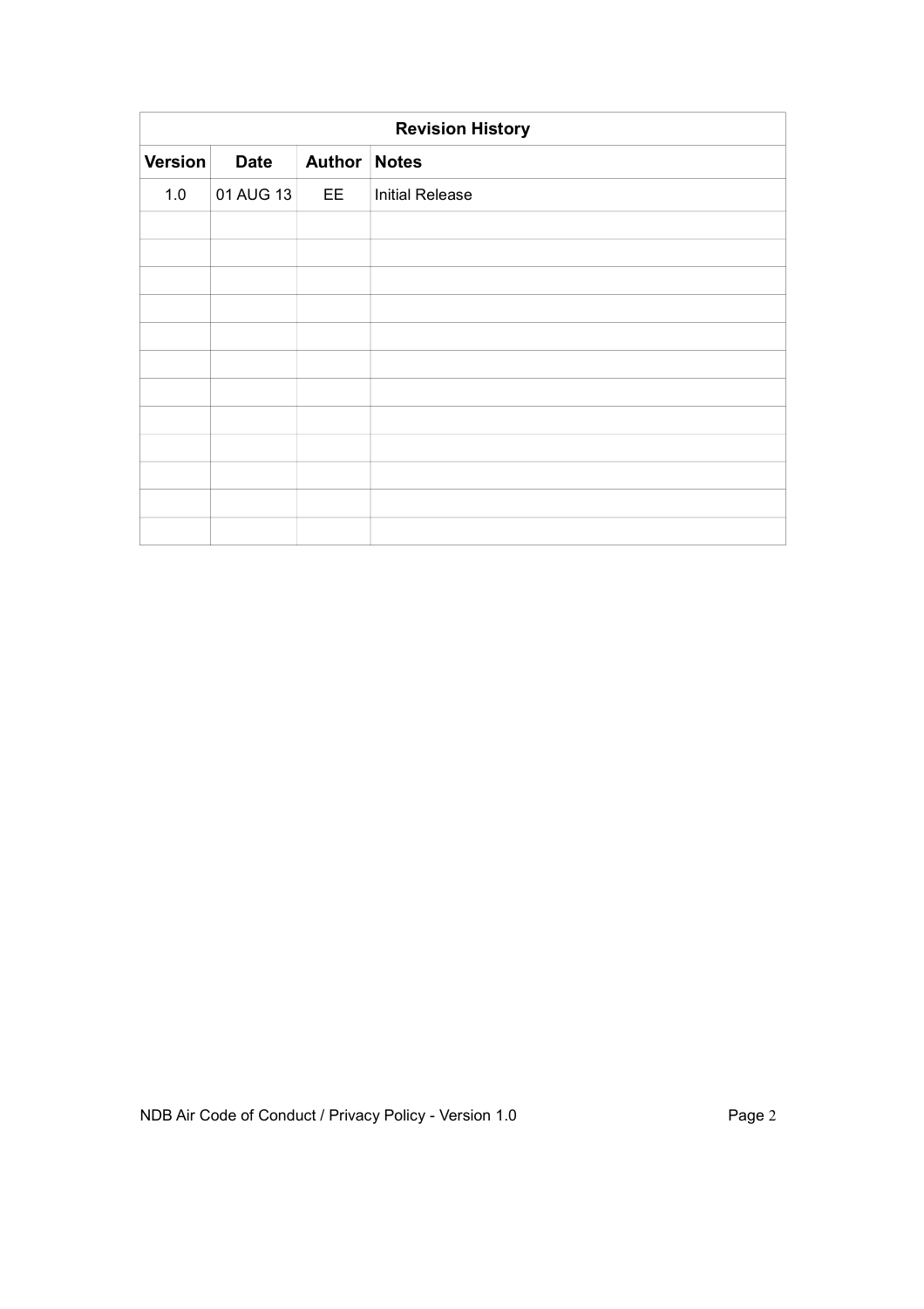| Revision History | | | |
|---|---|---|---|
| **Version** | **Date** | **Author** | **Notes** |
| 1.0 | 01 AUG 13 | EE | Initial Release |
| | | | |
| | | | |
| | | | |
| | | | |
| | | | |
| | | | |
| | | | |
| | | | |
| | | | |
| | | | |
| | | | |
| | | | |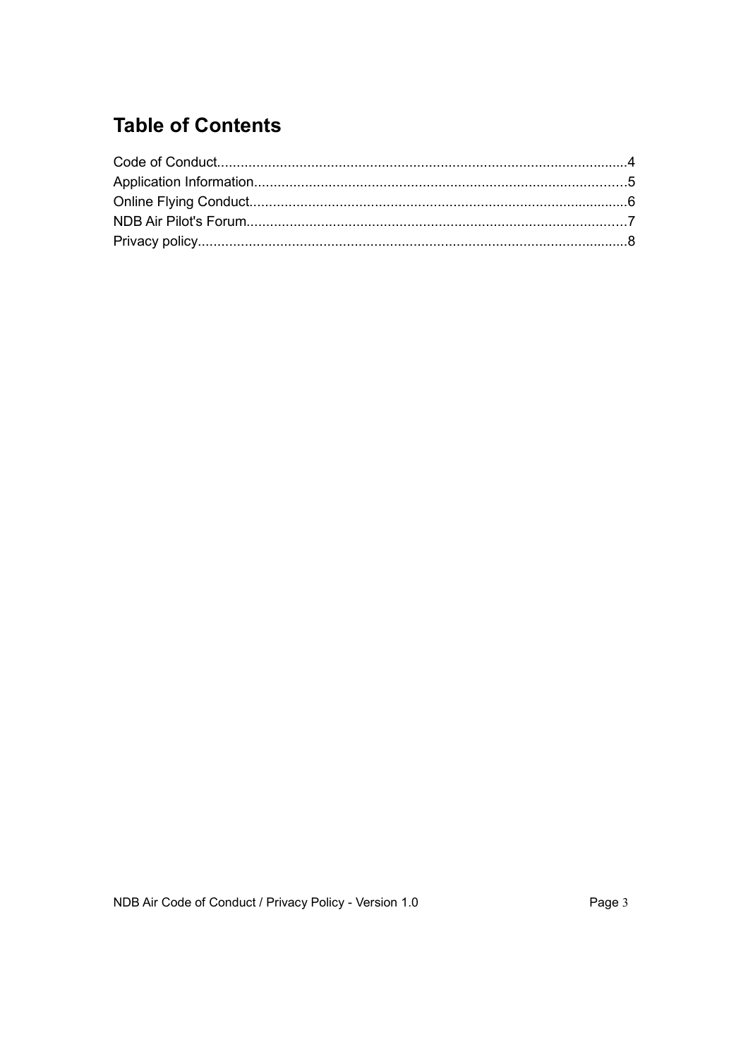# Table of Contents

Code of Conduct........................................................................................................4
Application Information..............................................................................................5
Online Flying Conduct................................................................................................6
NDB Air Pilot's Forum.................................................................................................7
Privacy policy.............................................................................................................8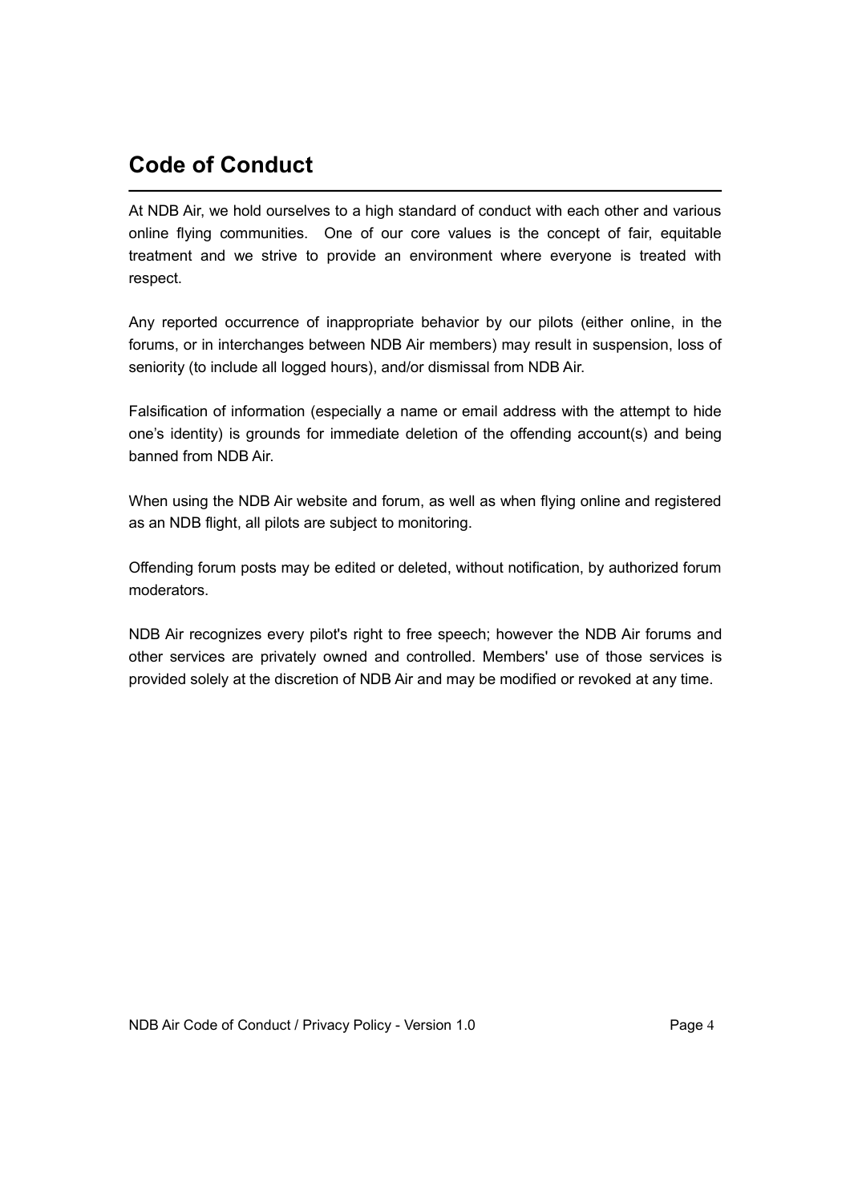## Code of Conduct

At NDB Air, we hold ourselves to a high standard of conduct with each other and various online flying communities. One of our core values is the concept of fair, equitable treatment and we strive to provide an environment where everyone is treated with respect.

Any reported occurrence of inappropriate behavior by our pilots (either online, in the forums, or in interchanges between NDB Air members) may result in suspension, loss of seniority (to include all logged hours), and/or dismissal from NDB Air.

Falsification of information (especially a name or email address with the attempt to hide one's identity) is grounds for immediate deletion of the offending account(s) and being banned from NDB Air.

When using the NDB Air website and forum, as well as when flying online and registered as an NDB flight, all pilots are subject to monitoring.

Offending forum posts may be edited or deleted, without notification, by authorized forum moderators.

NDB Air recognizes every pilot's right to free speech; however the NDB Air forums and other services are privately owned and controlled. Members' use of those services is provided solely at the discretion of NDB Air and may be modified or revoked at any time.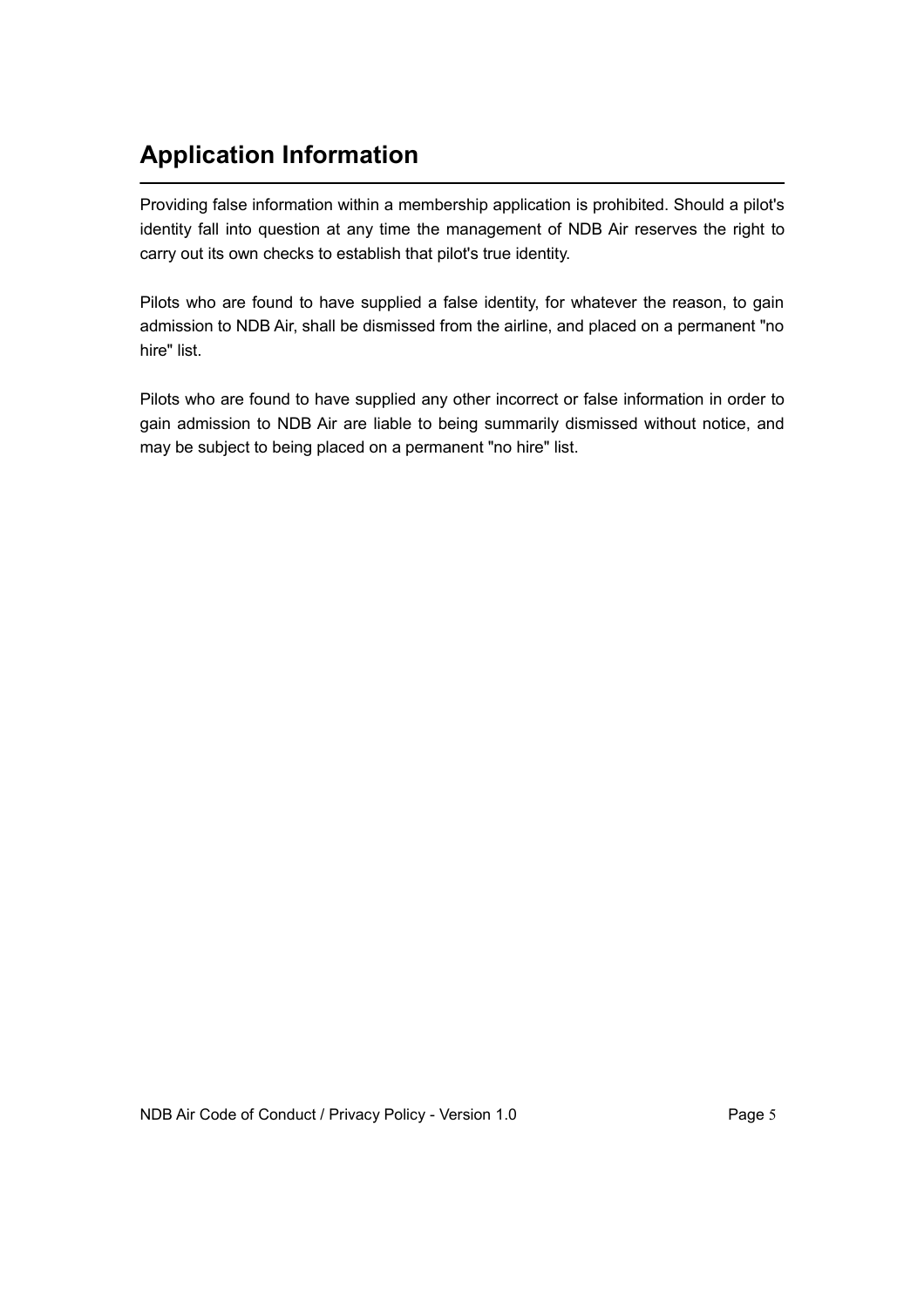## Application Information

Providing false information within a membership application is prohibited. Should a pilot's identity fall into question at any time the management of NDB Air reserves the right to carry out its own checks to establish that pilot's true identity.

Pilots who are found to have supplied a false identity, for whatever the reason, to gain admission to NDB Air, shall be dismissed from the airline, and placed on a permanent "no hire" list.

Pilots who are found to have supplied any other incorrect or false information in order to gain admission to NDB Air are liable to being summarily dismissed without notice, and may be subject to being placed on a permanent "no hire" list.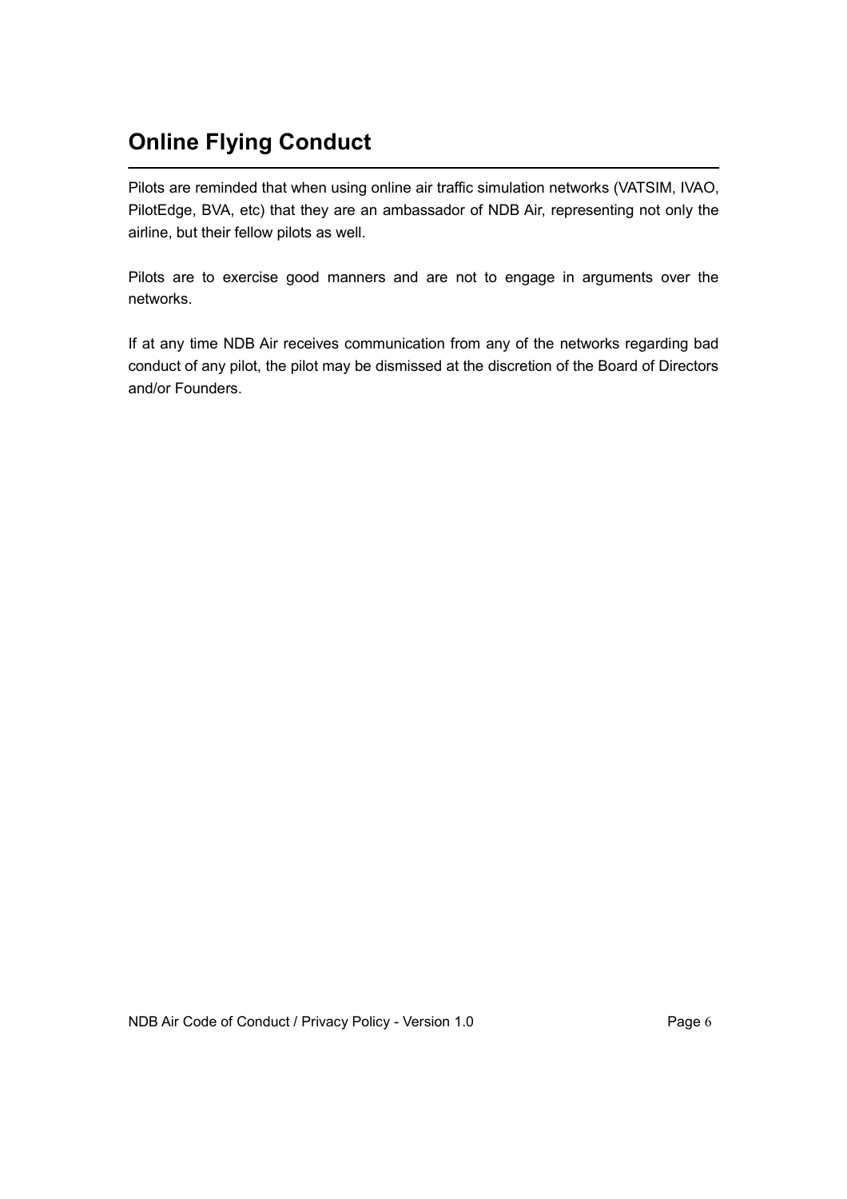# Online Flying Conduct

Pilots are reminded that when using online air traffic simulation networks (VATSIM, IVAO, PilotEdge, BVA, etc) that they are an ambassador of NDB Air, representing not only the airline, but their fellow pilots as well.

Pilots are to exercise good manners and are not to engage in arguments over the networks.

If at any time NDB Air receives communication from any of the networks regarding bad conduct of any pilot, the pilot may be dismissed at the discretion of the Board of Directors and/or Founders.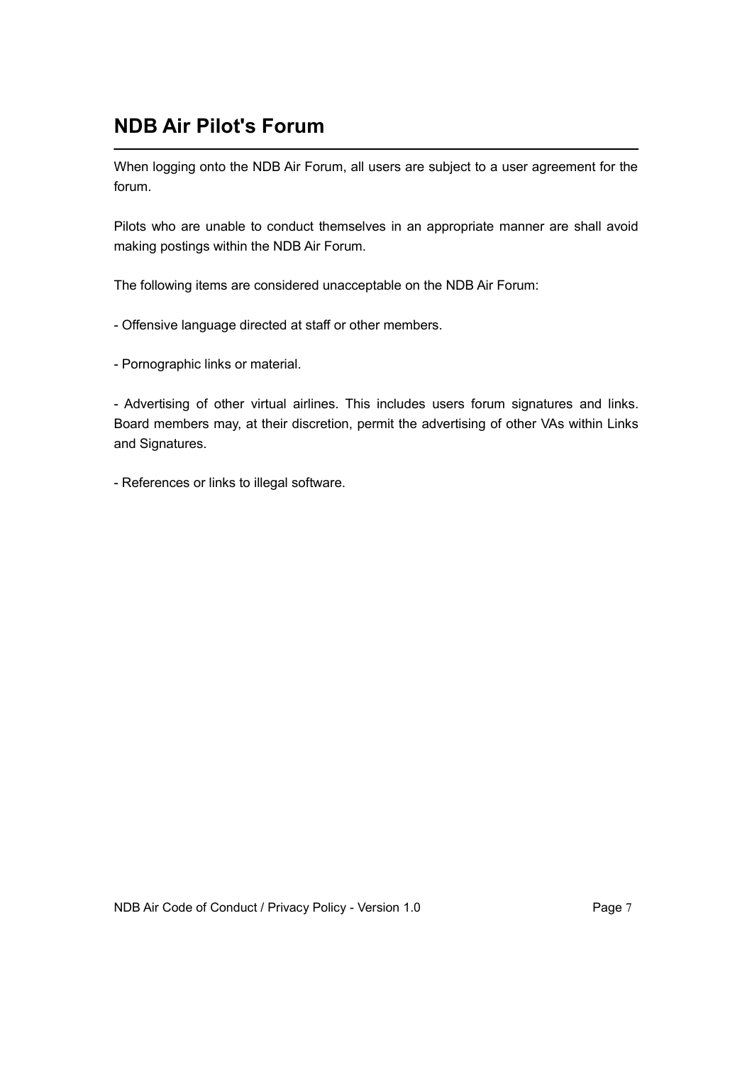## NDB Air Pilot's Forum

When logging onto the NDB Air Forum, all users are subject to a user agreement for the forum.

Pilots who are unable to conduct themselves in an appropriate manner are shall avoid making postings within the NDB Air Forum.

The following items are considered unacceptable on the NDB Air Forum:

- Offensive language directed at staff or other members.

- Pornographic links or material.

- Advertising of other virtual airlines. This includes users forum signatures and links. Board members may, at their discretion, permit the advertising of other VAs within Links and Signatures.

- References or links to illegal software.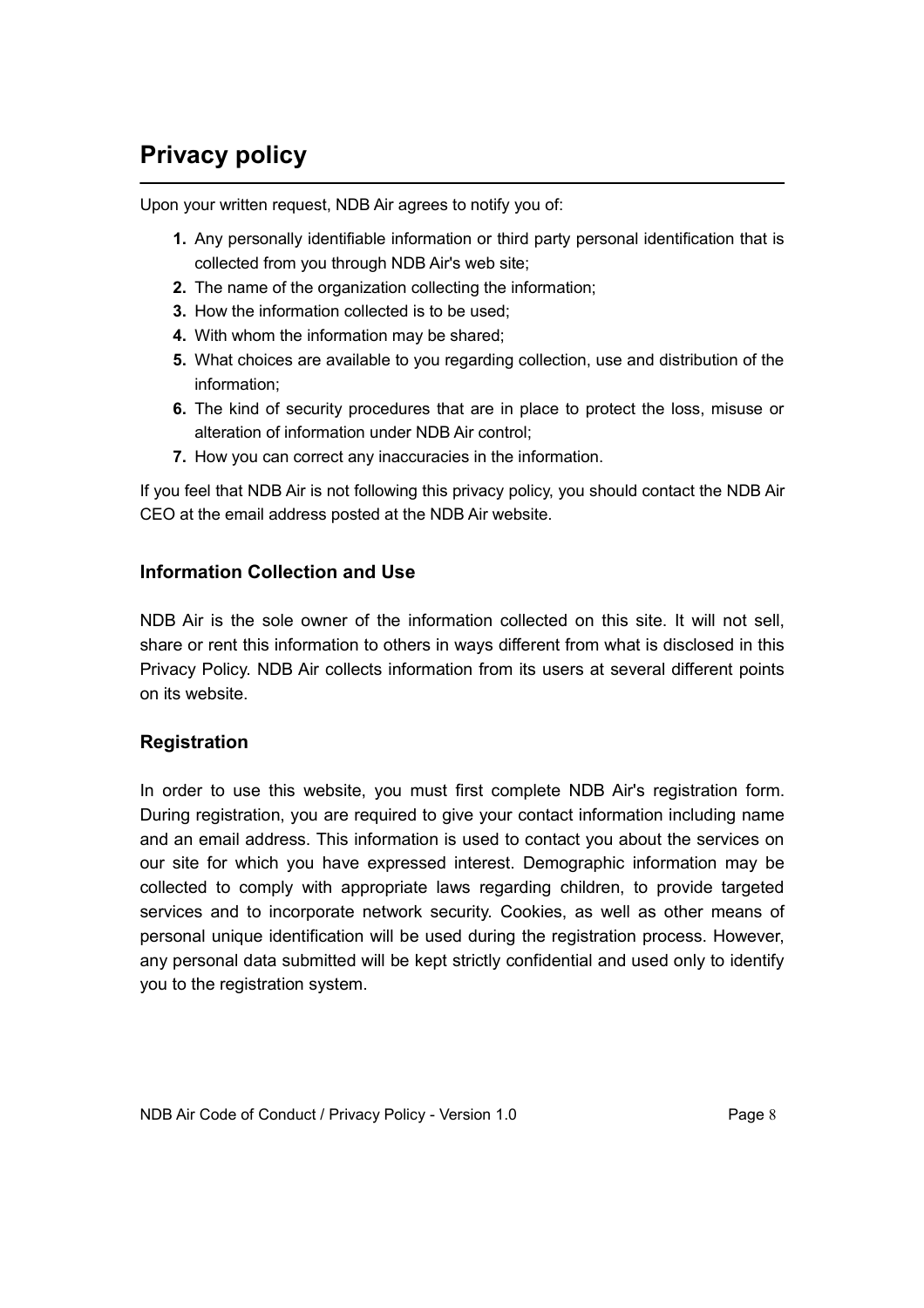# Privacy policy

Upon your written request, NDB Air agrees to notify you of:

1. Any personally identifiable information or third party personal identification that is collected from you through NDB Air's web site;
2. The name of the organization collecting the information;
3. How the information collected is to be used;
4. With whom the information may be shared;
5. What choices are available to you regarding collection, use and distribution of the information;
6. The kind of security procedures that are in place to protect the loss, misuse or alteration of information under NDB Air control;
7. How you can correct any inaccuracies in the information.

If you feel that NDB Air is not following this privacy policy, you should contact the NDB Air CEO at the email address posted at the NDB Air website.

### Information Collection and Use

NDB Air is the sole owner of the information collected on this site. It will not sell, share or rent this information to others in ways different from what is disclosed in this Privacy Policy. NDB Air collects information from its users at several different points on its website.

### Registration

In order to use this website, you must first complete NDB Air's registration form. During registration, you are required to give your contact information including name and an email address. This information is used to contact you about the services on our site for which you have expressed interest. Demographic information may be collected to comply with appropriate laws regarding children, to provide targeted services and to incorporate network security. Cookies, as well as other means of personal unique identification will be used during the registration process. However, any personal data submitted will be kept strictly confidential and used only to identify you to the registration system.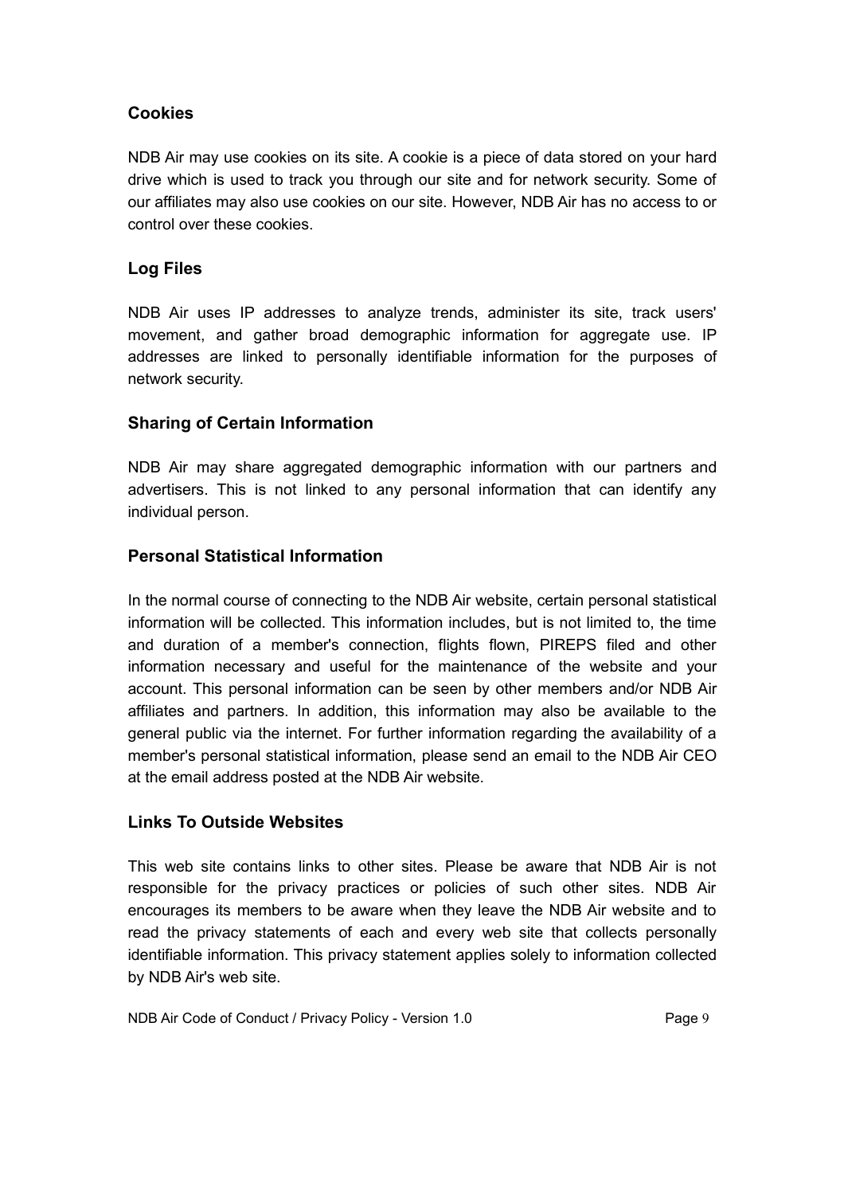## Cookies

NDB Air may use cookies on its site. A cookie is a piece of data stored on your hard drive which is used to track you through our site and for network security. Some of our affiliates may also use cookies on our site. However, NDB Air has no access to or control over these cookies.

## Log Files

NDB Air uses IP addresses to analyze trends, administer its site, track users' movement, and gather broad demographic information for aggregate use. IP addresses are linked to personally identifiable information for the purposes of network security.

## Sharing of Certain Information

NDB Air may share aggregated demographic information with our partners and advertisers. This is not linked to any personal information that can identify any individual person.

## Personal Statistical Information

In the normal course of connecting to the NDB Air website, certain personal statistical information will be collected. This information includes, but is not limited to, the time and duration of a member's connection, flights flown, PIREPS filed and other information necessary and useful for the maintenance of the website and your account. This personal information can be seen by other members and/or NDB Air affiliates and partners. In addition, this information may also be available to the general public via the internet. For further information regarding the availability of a member's personal statistical information, please send an email to the NDB Air CEO at the email address posted at the NDB Air website.

## Links To Outside Websites

This web site contains links to other sites. Please be aware that NDB Air is not responsible for the privacy practices or policies of such other sites. NDB Air encourages its members to be aware when they leave the NDB Air website and to read the privacy statements of each and every web site that collects personally identifiable information. This privacy statement applies solely to information collected by NDB Air's web site.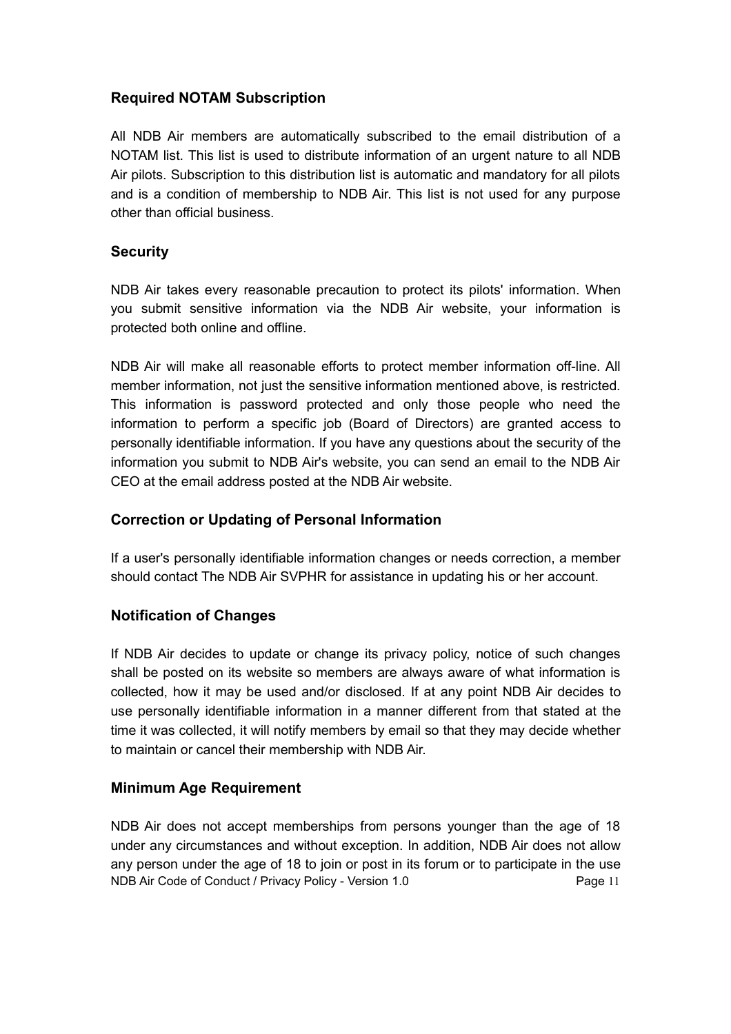## Required NOTAM Subscription

All NDB Air members are automatically subscribed to the email distribution of a NOTAM list. This list is used to distribute information of an urgent nature to all NDB Air pilots. Subscription to this distribution list is automatic and mandatory for all pilots and is a condition of membership to NDB Air. This list is not used for any purpose other than official business.

## Security

NDB Air takes every reasonable precaution to protect its pilots' information. When you submit sensitive information via the NDB Air website, your information is protected both online and offline.

NDB Air will make all reasonable efforts to protect member information off-line. All member information, not just the sensitive information mentioned above, is restricted. This information is password protected and only those people who need the information to perform a specific job (Board of Directors) are granted access to personally identifiable information. If you have any questions about the security of the information you submit to NDB Air's website, you can send an email to the NDB Air CEO at the email address posted at the NDB Air website.

## Correction or Updating of Personal Information

If a user's personally identifiable information changes or needs correction, a member should contact The NDB Air SVPHR for assistance in updating his or her account.

## Notification of Changes

If NDB Air decides to update or change its privacy policy, notice of such changes shall be posted on its website so members are always aware of what information is collected, how it may be used and/or disclosed. If at any point NDB Air decides to use personally identifiable information in a manner different from that stated at the time it was collected, it will notify members by email so that they may decide whether to maintain or cancel their membership with NDB Air.

## Minimum Age Requirement

NDB Air does not accept memberships from persons younger than the age of 18 under any circumstances and without exception. In addition, NDB Air does not allow any person under the age of 18 to join or post in its forum or to participate in the use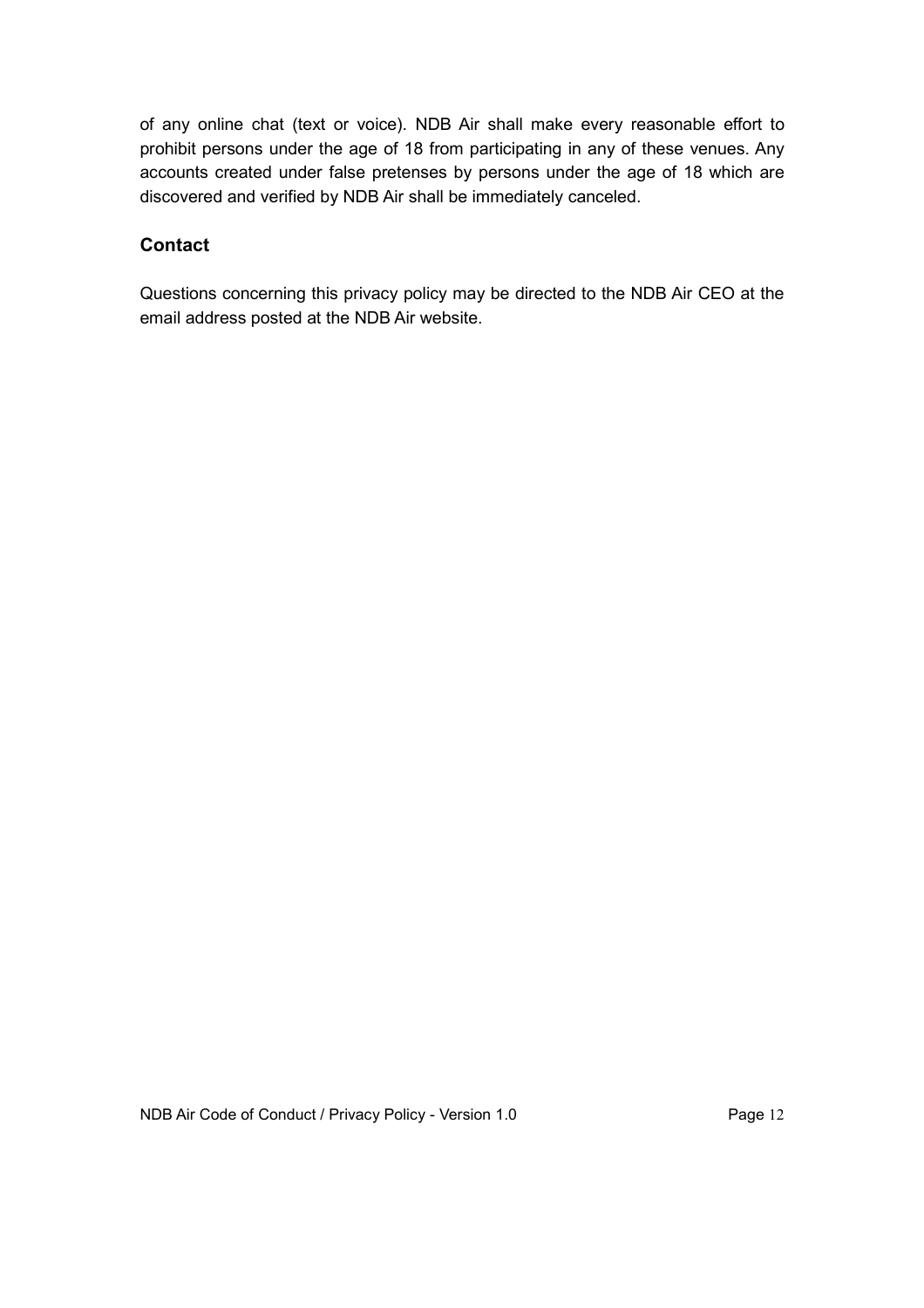of any online chat (text or voice). NDB Air shall make every reasonable effort to prohibit persons under the age of 18 from participating in any of these venues. Any accounts created under false pretenses by persons under the age of 18 which are discovered and verified by NDB Air shall be immediately canceled.

## Contact

Questions concerning this privacy policy may be directed to the NDB Air CEO at the email address posted at the NDB Air website.